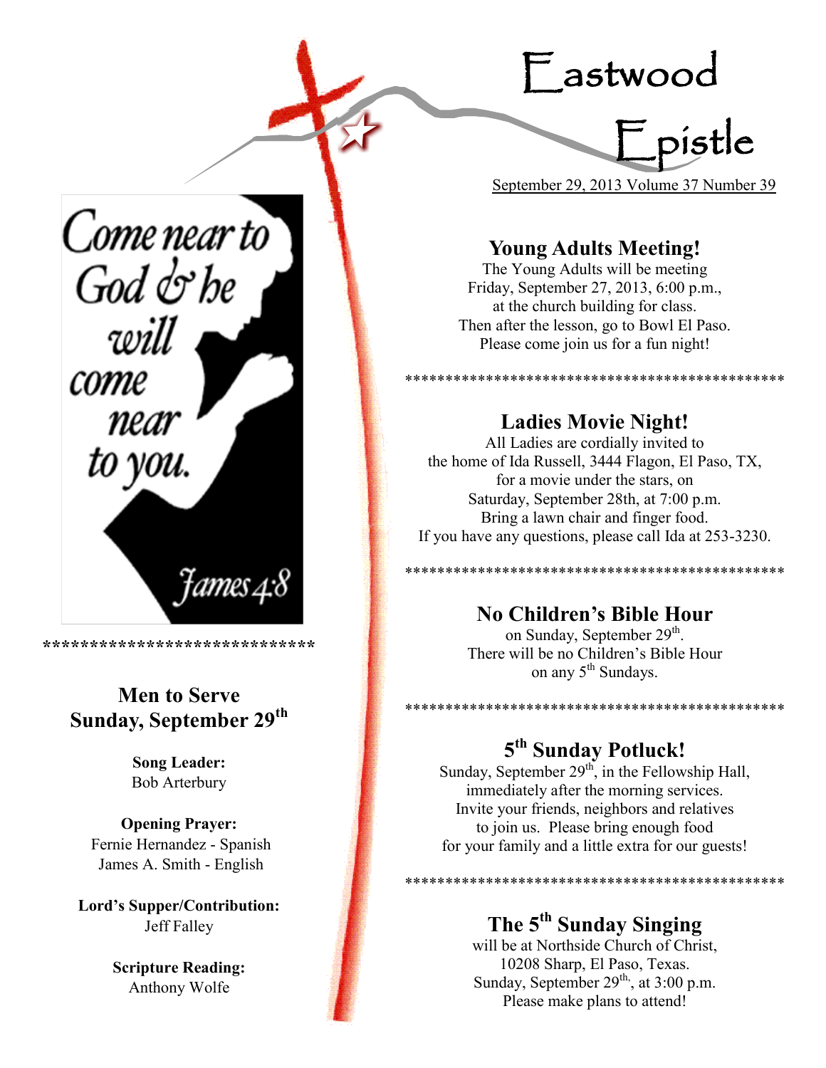# Eastwood Epistle

September 29, 2013 Volume 37 Number 39

Come near to God & he will come near to you.

James 4:8

*****************************

## Men to Serve Sunday, September 29th

**Song Leader:**
Bob Arterbury

**Opening Prayer:**
Fernie Hernandez - Spanish
James A. Smith - English

**Lord's Supper/Contribution:**
Jeff Falley

**Scripture Reading:**
Anthony Wolfe

## Young Adults Meeting!

The Young Adults will be meeting
Friday, September 27, 2013, 6:00 p.m.,
at the church building for class.
Then after the lesson, go to Bowl El Paso.
Please come join us for a fun night!

**********************************************

## Ladies Movie Night!

All Ladies are cordially invited to
the home of Ida Russell, 3444 Flagon, El Paso, TX,
for a movie under the stars, on
Saturday, September 28th, at 7:00 p.m.
Bring a lawn chair and finger food.
If you have any questions, please call Ida at 253-3230.

**********************************************

## No Children's Bible Hour

on Sunday, September 29th.
There will be no Children's Bible Hour
on any 5th Sundays.

**********************************************

## 5th Sunday Potluck!

Sunday, September 29th, in the Fellowship Hall,
immediately after the morning services.
Invite your friends, neighbors and relatives
to join us. Please bring enough food
for your family and a little extra for our guests!

**********************************************

## The 5th Sunday Singing

will be at Northside Church of Christ,
10208 Sharp, El Paso, Texas.
Sunday, September 29th, at 3:00 p.m.
Please make plans to attend!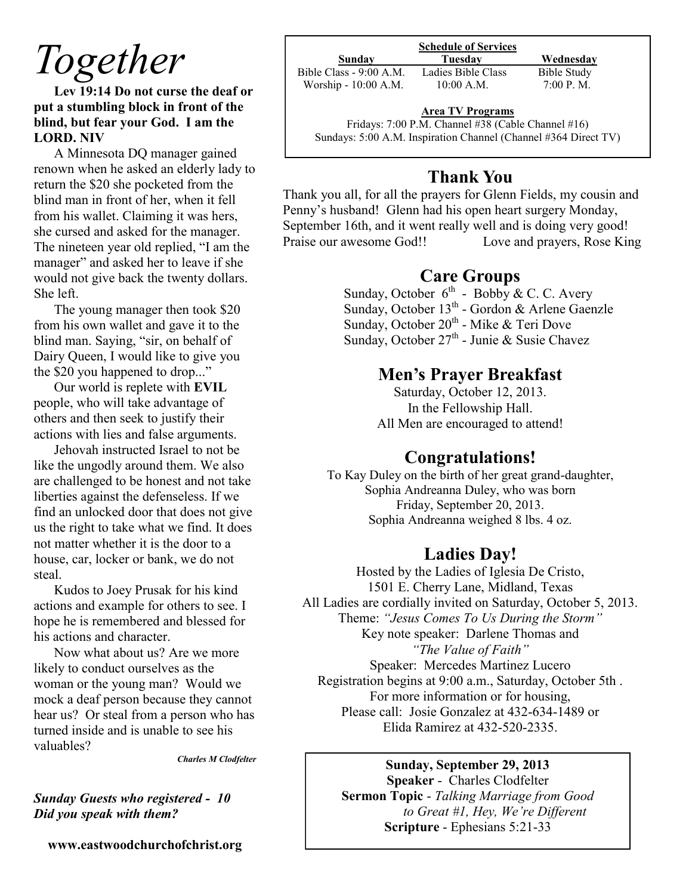# Together

**Lev 19:14 Do not curse the deaf or put a stumbling block in front of the blind, but fear your God. I am the LORD. NIV**

A Minnesota DQ manager gained renown when he asked an elderly lady to return the $20 she pocketed from the blind man in front of her, when it fell from his wallet. Claiming it was hers, she cursed and asked for the manager. The nineteen year old replied, "I am the manager" and asked her to leave if she would not give back the twenty dollars. She left.

The young manager then took $20 from his own wallet and gave it to the blind man. Saying, "sir, on behalf of Dairy Queen, I would like to give you the $20 you happened to drop..."

Our world is replete with **EVIL** people, who will take advantage of others and then seek to justify their actions with lies and false arguments.

Jehovah instructed Israel to not be like the ungodly around them. We also are challenged to be honest and not take liberties against the defenseless. If we find an unlocked door that does not give us the right to take what we find. It does not matter whether it is the door to a house, car, locker or bank, we do not steal.

Kudos to Joey Prusak for his kind actions and example for others to see. I hope he is remembered and blessed for his actions and character.

Now what about us? Are we more likely to conduct ourselves as the woman or the young man? Would we mock a deaf person because they cannot hear us? Or steal from a person who has turned inside and is unable to see his valuables?

***Charles M Clodfelter***

***Sunday Guests who registered - 10***
***Did you speak with them?***

**www.eastwoodchurchofchrist.org**

**Schedule of Services**

| **Sunday** | **Tuesday** | **Wednesday** |
|---|---|---|
| Bible Class - 9:00 A.M. | Ladies Bible Class | Bible Study |
| Worship - 10:00 A.M. | 10:00 A.M. | 7:00 P. M. |

**Area TV Programs**

Fridays: 7:00 P.M. Channel #38 (Cable Channel #16)
Sundays: 5:00 A.M. Inspiration Channel (Channel #364 Direct TV)

## Thank You

Thank you all, for all the prayers for Glenn Fields, my cousin and Penny's husband! Glenn had his open heart surgery Monday, September 16th, and it went really well and is doing very good! Praise our awesome God!! Love and prayers, Rose King

## Care Groups

Sunday, October 6th - Bobby & C. C. Avery
Sunday, October 13th - Gordon & Arlene Gaenzle
Sunday, October 20th - Mike & Teri Dove
Sunday, October 27th - Junie & Susie Chavez

## Men's Prayer Breakfast

Saturday, October 12, 2013.
In the Fellowship Hall.
All Men are encouraged to attend!

## Congratulations!

To Kay Duley on the birth of her great grand-daughter, Sophia Andreanna Duley, who was born Friday, September 20, 2013. Sophia Andreanna weighed 8 lbs. 4 oz.

## Ladies Day!

Hosted by the Ladies of Iglesia De Cristo,
1501 E. Cherry Lane, Midland, Texas
All Ladies are cordially invited on Saturday, October 5, 2013.
Theme: *"Jesus Comes To Us During the Storm"*
Key note speaker: Darlene Thomas and
*"The Value of Faith"*
Speaker: Mercedes Martinez Lucero
Registration begins at 9:00 a.m., Saturday, October 5th .
For more information or for housing,
Please call: Josie Gonzalez at 432-634-1489 or
Elida Ramirez at 432-520-2335.

**Sunday, September 29, 2013**
**Speaker** - Charles Clodfelter
**Sermon Topic** - *Talking Marriage from Good to Great #1, Hey, We're Different*
**Scripture** - Ephesians 5:21-33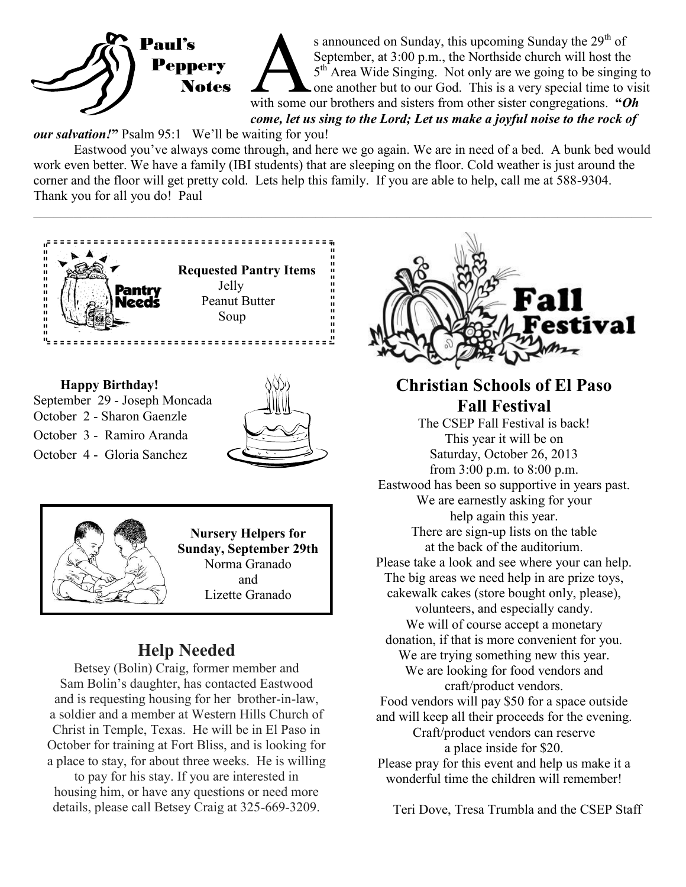## Paul's Peppery Notes

As announced on Sunday, this upcoming Sunday the 29th of September, at 3:00 p.m., the Northside church will host the 5th Area Wide Singing. Not only are we going to be singing to one another but to our God. This is a very special time to visit with some our brothers and sisters from other sister congregations. **"*Oh come, let us sing to the Lord; Let us make a joyful noise to the rock of our salvation!*"** Psalm 95:1 We'll be waiting for you!

Eastwood you've always come through, and here we go again. We are in need of a bed. A bunk bed would work even better. We have a family (IBI students) that are sleeping on the floor. Cold weather is just around the corner and the floor will get pretty cold. Lets help this family. If you are able to help, call me at 588-9304. Thank you for all you do! Paul

---

**Pantry Needs**

**Requested Pantry Items**

Jelly
Peanut Butter
Soup

**Happy Birthday!**

September 29 - Joseph Moncada
October 2 - Sharon Gaenzle
October 3 - Ramiro Aranda
October 4 - Gloria Sanchez

**Nursery Helpers for Sunday, September 29th**

Norma Granado
and
Lizette Granado

## Help Needed

Betsey (Bolin) Craig, former member and Sam Bolin's daughter, has contacted Eastwood and is requesting housing for her brother-in-law, a soldier and a member at Western Hills Church of Christ in Temple, Texas. He will be in El Paso in October for training at Fort Bliss, and is looking for a place to stay, for about three weeks. He is willing to pay for his stay. If you are interested in housing him, or have any questions or need more details, please call Betsey Craig at 325-669-3209.

**Fall Festival**

## Christian Schools of El Paso Fall Festival

The CSEP Fall Festival is back!
This year it will be on
Saturday, October 26, 2013
from 3:00 p.m. to 8:00 p.m.
Eastwood has been so supportive in years past.
We are earnestly asking for your
help again this year.
There are sign-up lists on the table
at the back of the auditorium.
Please take a look and see where your can help.
The big areas we need help in are prize toys,
cakewalk cakes (store bought only, please),
volunteers, and especially candy.
We will of course accept a monetary
donation, if that is more convenient for you.
We are trying something new this year.
We are looking for food vendors and
craft/product vendors.
Food vendors will pay $50 for a space outside
and will keep all their proceeds for the evening.
Craft/product vendors can reserve
a place inside for $20.
Please pray for this event and help us make it a
wonderful time the children will remember!

Teri Dove, Tresa Trumbla and the CSEP Staff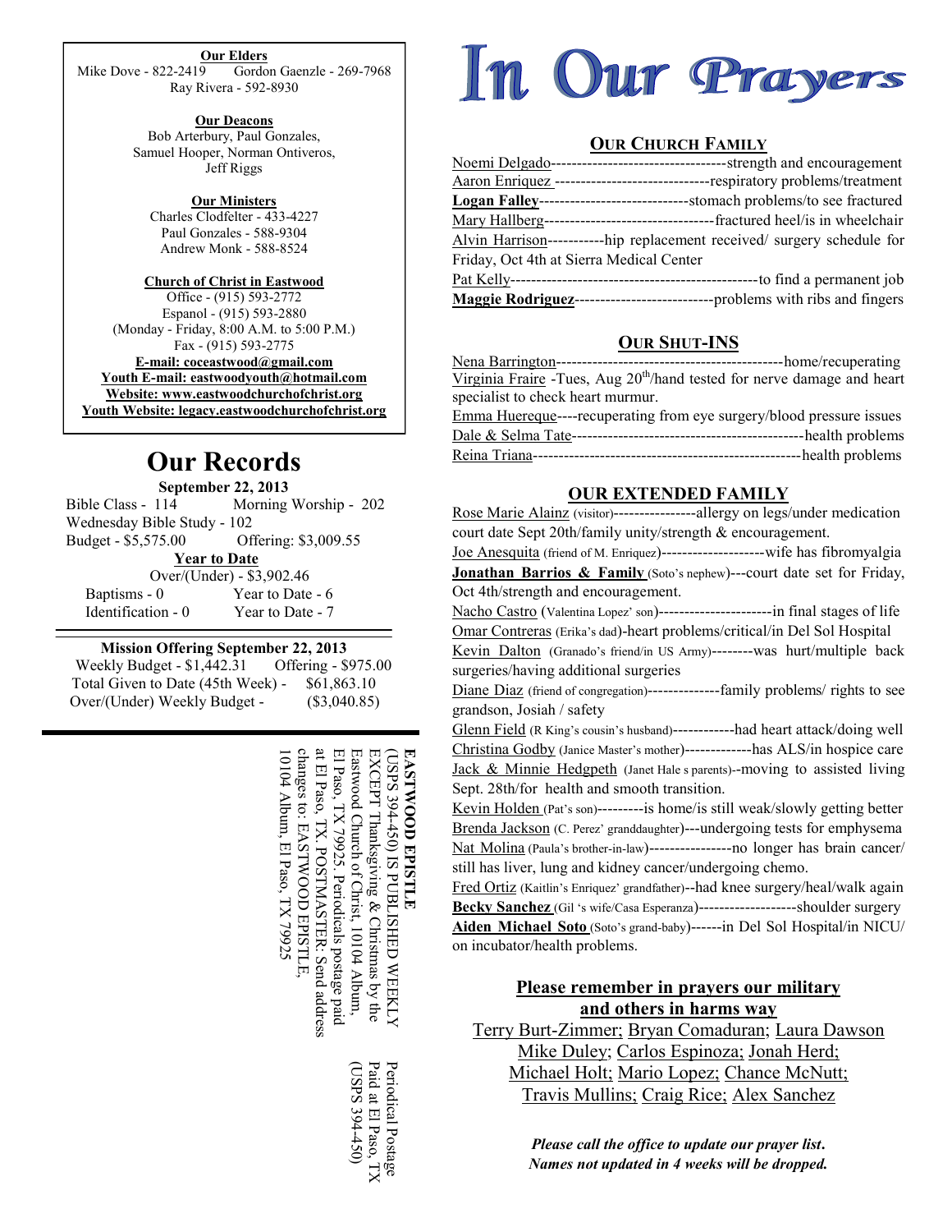**Our Elders**

Mike Dove - 822-2419 Gordon Gaenzle - 269-7968
Ray Rivera - 592-8930

**Our Deacons**

Bob Arterbury, Paul Gonzales,
Samuel Hooper, Norman Ontiveros,
Jeff Riggs

**Our Ministers**

Charles Clodfelter - 433-4227
Paul Gonzales - 588-9304
Andrew Monk - 588-8524

**Church of Christ in Eastwood**

Office - (915) 593-2772
Espanol - (915) 593-2880
(Monday - Friday, 8:00 A.M. to 5:00 P.M.)
Fax - (915) 593-2775
**E-mail: coceastwood@gmail.com**
**Youth E-mail: eastwoodyouth@hotmail.com**
**Website: www.eastwoodchurchofchrist.org**
**Youth Website: legacy.eastwoodchurchofchrist.org**

# Our Records

**September 22, 2013**

Bible Class - 114 Morning Worship - 202
Wednesday Bible Study - 102
Budget - $5,575.00 Offering: $3,009.55

**Year to Date**

Over/(Under) - $3,902.46
Baptisms - 0 Year to Date - 6
Identification - 0 Year to Date - 7

**Mission Offering September 22, 2013**

Weekly Budget - $1,442.31 Offering - $975.00
Total Given to Date (45th Week) - $61,863.10
Over/(Under) Weekly Budget - ($3,040.85)

**EASTWOOD EPISTLE**
(USPS 394-450) IS PUBLISHED WEEKLY EXCEPT Thanksgiving & Christmas by the Eastwood Church of Christ, 10104 Album, El Paso, TX 79925. Periodicals postage paid at El Paso, TX. POSTMASTER: Send address changes to: EASTWOOD EPISTLE, 10104 Album, El Paso, TX 79925

Periodical Postage Paid at El Paso, TX (USPS 394-450)

# In Our Prayers

## Our Church Family

Noemi Delgado----------------------------------strength and encouragement
Aaron Enriquez ------------------------------respiratory problems/treatment
**Logan Falley**----------------------------stomach problems/to see fractured
Mary Hallberg---------------------------------fractured heel/is in wheelchair
Alvin Harrison-----------hip replacement received/ surgery schedule for Friday, Oct 4th at Sierra Medical Center
Pat Kelly-----------------------------------------------to find a permanent job
**Maggie Rodriguez**--------------------------problems with ribs and fingers

## Our Shut-Ins

Nena Barrington-------------------------------------------home/recuperating
Virginia Fraire -Tues, Aug 20th/hand tested for nerve damage and heart specialist to check heart murmur.
Emma Huereque----recuperating from eye surgery/blood pressure issues
Dale & Selma Tate---------------------------------------------health problems
Reina Triana---------------------------------------------------health problems

## OUR EXTENDED FAMILY

Rose Marie Alainz (visitor)----------------allergy on legs/under medication court date Sept 20th/family unity/strength & encouragement.
Joe Anesquita (friend of M. Enriquez)--------------------wife has fibromyalgia
**Jonathan Barrios & Family** (Soto's nephew)---court date set for Friday, Oct 4th/strength and encouragement.
Nacho Castro (Valentina Lopez' son)----------------------in final stages of life
Omar Contreras (Erika's dad)-heart problems/critical/in Del Sol Hospital
Kevin Dalton (Granado's friend/in US Army)--------was hurt/multiple back surgeries/having additional surgeries
Diane Diaz (friend of congregation)--------------family problems/ rights to see grandson, Josiah / safety
Glenn Field (R King's cousin's husband)------------had heart attack/doing well
Christina Godby (Janice Master's mother)-------------has ALS/in hospice care
Jack & Minnie Hedgpeth (Janet Hale s parents)--moving to assisted living Sept. 28th/for health and smooth transition.
Kevin Holden (Pat's son)---------is home/is still weak/slowly getting better
Brenda Jackson (C. Perez' granddaughter)---undergoing tests for emphysema
Nat Molina (Paula's brother-in-law)----------------no longer has brain cancer/ still has liver, lung and kidney cancer/undergoing chemo.
Fred Ortiz (Kaitlin's Enriquez' grandfather)--had knee surgery/heal/walk again
**Becky Sanchez** (Gil 's wife/Casa Esperanza)-------------------shoulder surgery
**Aiden Michael Soto** (Soto's grand-baby)------in Del Sol Hospital/in NICU/ on incubator/health problems.

**Please remember in prayers our military and others in harms way**

Terry Burt-Zimmer; Bryan Comaduran; Laura Dawson
Mike Duley; Carlos Espinoza; Jonah Herd;
Michael Holt; Mario Lopez; Chance McNutt;
Travis Mullins; Craig Rice; Alex Sanchez

***Please call the office to update our prayer list.***
***Names not updated in 4 weeks will be dropped.***